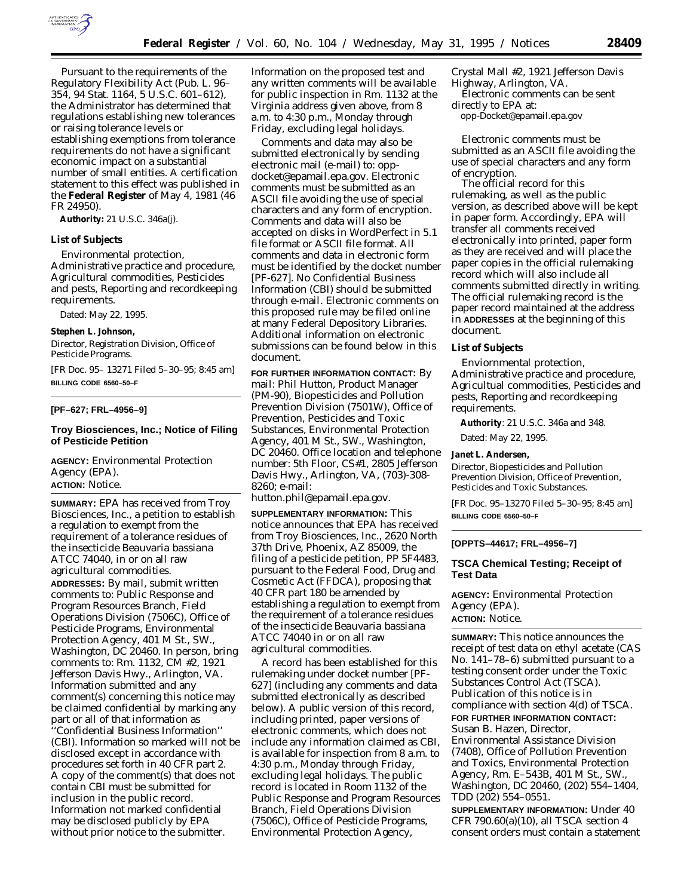Pursuant to the requirements of the Regulatory Flexibility Act (Pub. L. 96–354, 94 Stat. 1164, 5 U.S.C. 601–612), the Administrator has determined that regulations establishing new tolerances or raising tolerance levels or establishing exemptions from tolerance requirements do not have a significant economic impact on a substantial number of small entities. A certification statement to this effect was published in the **Federal Register** of May 4, 1981 (46 FR 24950).

**Authority:** 21 U.S.C. 346a(j).

### List of Subjects

Environmental protection, Administrative practice and procedure, Agricultural commodities, Pesticides and pests, Reporting and recordkeeping requirements.

Dated: May 22, 1995.

**Stephen L. Johnson,**

*Director, Registration Division, Office of Pesticide Programs.*

[FR Doc. 95–13271 Filed 5–30–95; 8:45 am]

**BILLING CODE 6560–50–F**

---

**[PF–627; FRL–4956–9]**

## Troy Biosciences, Inc.; Notice of Filing of Pesticide Petition

**AGENCY:** Environmental Protection Agency (EPA).

**ACTION:** Notice.

**SUMMARY:** EPA has received from Troy Biosciences, Inc., a petition to establish a regulation to exempt from the requirement of a tolerance residues of the insecticide Beauvaria bassiana ATCC 74040, in or on all raw agricultural commodities.

**ADDRESSES:** By mail, submit written comments to: Public Response and Program Resources Branch, Field Operations Division (7506C), Office of Pesticide Programs, Environmental Protection Agency, 401 M St., SW., Washington, DC 20460. In person, bring comments to: Rm. 1132, CM #2, 1921 Jefferson Davis Hwy., Arlington, VA. Information submitted and any comment(s) concerning this notice may be claimed confidential by marking any part or all of that information as ''Confidential Business Information'' (CBI). Information so marked will not be disclosed except in accordance with procedures set forth in 40 CFR part 2. A copy of the comment(s) that does not contain CBI must be submitted for inclusion in the public record. Information not marked confidential may be disclosed publicly by EPA without prior notice to the submitter. Information on the proposed test and any written comments will be available for public inspection in Rm. 1132 at the Virginia address given above, from 8 a.m. to 4:30 p.m., Monday through Friday, excluding legal holidays.

Comments and data may also be submitted electronically by sending electronic mail (e-mail) to: opp-docket@epamail.epa.gov. Electronic comments must be submitted as an ASCII file avoiding the use of special characters and any form of encryption. Comments and data will also be accepted on disks in WordPerfect in 5.1 file format or ASCII file format. All comments and data in electronic form must be identified by the docket number [PF-627]. No Confidential Business Information (CBI) should be submitted through e-mail. Electronic comments on this proposed rule may be filed online at many Federal Depository Libraries. Additional information on electronic submissions can be found below in this document.

**FOR FURTHER INFORMATION CONTACT:** By mail: Phil Hutton, Product Manager (PM-90), Biopesticides and Pollution Prevention Division (7501W), Office of Prevention, Pesticides and Toxic Substances, Environmental Protection Agency, 401 M St., SW., Washington, DC 20460. Office location and telephone number: 5th Floor, CS#1, 2805 Jefferson Davis Hwy., Arlington, VA, (703)-308-8260; e-mail: hutton.phil@epamail.epa.gov.

**SUPPLEMENTARY INFORMATION:** This notice announces that EPA has received from Troy Biosciences, Inc., 2620 North 37th Drive, Phoenix, AZ 85009, the filing of a pesticide petition, PP 5F4483, pursuant to the Federal Food, Drug and Cosmetic Act (FFDCA), proposing that 40 CFR part 180 be amended by establishing a regulation to exempt from the requirement of a tolerance residues of the insecticide Beauvaria bassiana ATCC 74040 in or on all raw agricultural commodities.

A record has been established for this rulemaking under docket number [PF-627] (including any comments and data submitted electronically as described below). A public version of this record, including printed, paper versions of electronic comments, which does not include any information claimed as CBI, is available for inspection from 8 a.m. to 4:30 p.m., Monday through Friday, excluding legal holidays. The public record is located in Room 1132 of the Public Response and Program Resources Branch, Field Operations Division (7506C), Office of Pesticide Programs, Environmental Protection Agency, Crystal Mall #2, 1921 Jefferson Davis Highway, Arlington, VA.

Electronic comments can be sent directly to EPA at:

opp-Docket@epamail.epa.gov

Electronic comments must be submitted as an ASCII file avoiding the use of special characters and any form of encryption.

The official record for this rulemaking, as well as the public version, as described above will be kept in paper form. Accordingly, EPA will transfer all comments received electronically into printed, paper form as they are received and will place the paper copies in the official rulemaking record which will also include all comments submitted directly in writing. The official rulemaking record is the paper record maintained at the address in **ADDRESSES** at the beginning of this document.

### List of Subjects

Enviornmental protection, Administrative practice and procedure, Agricultual commodities, Pesticides and pests, Reporting and recordkeeping requirements.

**Authority**: 21 U.S.C. 346a and 348.

Dated: May 22, 1995.

**Janet L. Andersen,**

*Director, Biopesticides and Pollution Prevention Division, Office of Prevention, Pesticides and Toxic Substances.*

[FR Doc. 95–13270 Filed 5–30–95; 8:45 am]

**BILLING CODE 6560–50–F**

---

**[OPPTS–44617; FRL–4956–7]**

## TSCA Chemical Testing; Receipt of Test Data

**AGENCY:** Environmental Protection Agency (EPA).

**ACTION:** Notice.

**SUMMARY:** This notice announces the receipt of test data on ethyl acetate (CAS No. 141–78–6) submitted pursuant to a testing consent order under the Toxic Substances Control Act (TSCA). Publication of this notice is in compliance with section 4(d) of TSCA.

**FOR FURTHER INFORMATION CONTACT:** Susan B. Hazen, Director, Environmental Assistance Division (7408), Office of Pollution Prevention and Toxics, Environmental Protection Agency, Rm. E–543B, 401 M St., SW., Washington, DC 20460, (202) 554–1404, TDD (202) 554–0551.

**SUPPLEMENTARY INFORMATION:** Under 40 CFR 790.60(a)(10), all TSCA section 4 consent orders must contain a statement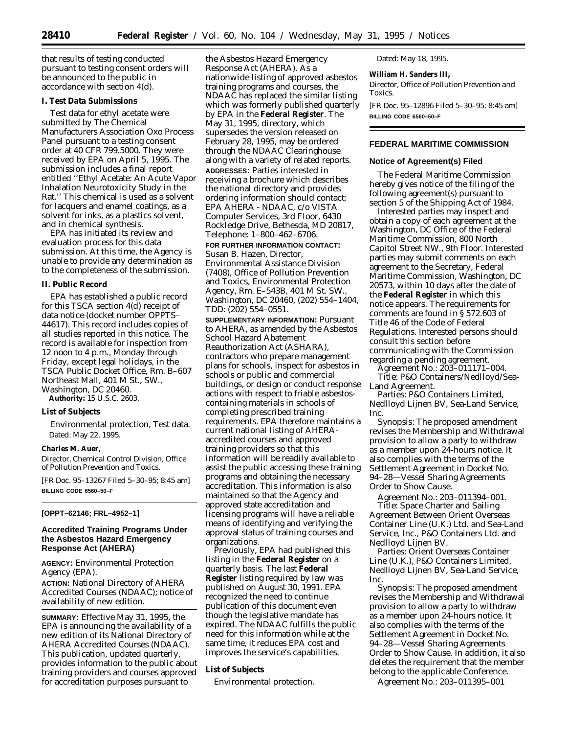that results of testing conducted pursuant to testing consent orders will be announced to the public in accordance with section 4(d).

**I. Test Data Submissions**

Test data for ethyl acetate were submitted by The Chemical Manufacturers Association Oxo Process Panel pursuant to a testing consent order at 40 CFR 799.5000. They were received by EPA on April 5, 1995. The submission includes a final report entitled ''Ethyl Acetate: An Acute Vapor Inhalation Neurotoxicity Study in the Rat.'' This chemical is used as a solvent for lacquers and enamel coatings, as a solvent for inks, as a plastics solvent, and in chemical synthesis.

EPA has initiated its review and evaluation process for this data submission. At this time, the Agency is unable to provide any determination as to the completeness of the submission.

**II. Public Record**

EPA has established a public record for this TSCA section 4(d) receipt of data notice (docket number OPPTS–44617). This record includes copies of all studies reported in this notice. The record is available for inspection from 12 noon to 4 p.m., Monday through Friday, except legal holidays, in the TSCA Public Docket Office, Rm. B–607 Northeast Mall, 401 M St., SW., Washington, DC 20460.

**Authority:** 15 U.S.C. 2603.

**List of Subjects**

Environmental protection, Test data.

Dated: May 22, 1995.

**Charles M. Auer,**

*Director, Chemical Control Division, Office of Pollution Prevention and Toxics.*

[FR Doc. 95–13267 Filed 5–30–95; 8:45 am]

**BILLING CODE 6560–50–F**

**[OPPT–62146; FRL–4952–1]**

## Accredited Training Programs Under the Asbestos Hazard Emergency Response Act (AHERA)

**AGENCY:** Environmental Protection Agency (EPA).

**ACTION:** National Directory of AHERA Accredited Courses (NDAAC); notice of availability of new edition.

**SUMMARY:** Effective May 31, 1995, the EPA is announcing the availability of a new edition of its National Directory of AHERA Accredited Courses (NDAAC). This publication, updated quarterly, provides information to the public about training providers and courses approved for accreditation purposes pursuant to the Asbestos Hazard Emergency Response Act (AHERA). As a nationwide listing of approved asbestos training programs and courses, the NDAAC has replaced the similar listing which was formerly published quarterly by EPA in the **Federal Register**. The May 31, 1995, directory, which supersedes the version released on February 28, 1995, may be ordered through the NDAAC Clearinghouse along with a variety of related reports.

**ADDRESSES:** Parties interested in receiving a brochure which describes the national directory and provides ordering information should contact: EPA AHERA - NDAAC, c/o VISTA Computer Services, 3rd Floor, 6430 Rockledge Drive, Bethesda, MD 20817, Telephone: 1–800–462–6706.

**FOR FURTHER INFORMATION CONTACT:** Susan B. Hazen, Director, Environmental Assistance Division (7408), Office of Pollution Prevention and Toxics, Environmental Protection Agency, Rm. E–543B, 401 M St. SW., Washington, DC 20460, (202) 554–1404, TDD: (202) 554–0551.

**SUPPLEMENTARY INFORMATION:** Pursuant to AHERA, as amended by the Asbestos School Hazard Abatement Reauthorization Act (ASHARA), contractors who prepare management plans for schools, inspect for asbestos in schools or public and commercial buildings, or design or conduct response actions with respect to friable asbestos-containing materials in schools of completing prescribed training requirements. EPA therefore maintains a current national listing of AHERA-accredited courses and approved training providers so that this information will be readily available to assist the public accessing these training programs and obtaining the necessary accreditation. This information is also maintained so that the Agency and approved state accreditation and licensing programs will have a reliable means of identifying and verifying the approval status of training courses and organizations.

Previously, EPA had published this listing in the **Federal Register** on a quarterly basis. The last **Federal Register** listing required by law was published on August 30, 1991. EPA recognized the need to continue publication of this document even though the legislative mandate has expired. The NDAAC fulfills the public need for this information while at the same time, it reduces EPA cost and improves the service's capabilities.

**List of Subjects**

Environmental protection.

Dated: May 18, 1995.

**William H. Sanders III,**

*Director, Office of Pollution Prevention and Toxics.*

[FR Doc. 95–12896 Filed 5–30–95; 8:45 am]

**BILLING CODE 6560–50–F**

## FEDERAL MARITIME COMMISSION

### Notice of Agreement(s) Filed

The Federal Maritime Commission hereby gives notice of the filing of the following agreement(s) pursuant to section 5 of the Shipping Act of 1984.

Interested parties may inspect and obtain a copy of each agreement at the Washington, DC Office of the Federal Maritime Commission, 800 North Capitol Street NW., 9th Floor. Interested parties may submit comments on each agreement to the Secretary, Federal Maritime Commission, Washington, DC 20573, within 10 days after the date of the **Federal Register** in which this notice appears. The requirements for comments are found in § 572.603 of Title 46 of the Code of Federal Regulations. Interested persons should consult this section before communicating with the Commission regarding a pending agreement.

*Agreement No.:* 203–011171–004.

*Title:* P&O Containers/Nedlloyd/Sea-Land Agreement.

*Parties:* P&O Containers Limited, Nedlloyd Lijnen BV, Sea-Land Service, Inc.

*Synopsis:* The proposed amendment revises the Membership and Withdrawal provision to allow a party to withdraw as a member upon 24-hours notice. It also complies with the terms of the Settlement Agreement in Docket No. 94–28—Vessel Sharing Agreements Order to Show Cause.

*Agreement No.:* 203–011394–001.

*Title:* Space Charter and Sailing Agreement Between Orient Overseas Container Line (U.K.) Ltd. and Sea-Land Service, Inc., P&O Containers Ltd. and Nedlloyd Lijnen BV.

*Parties:* Orient Overseas Container Line (U.K.), P&O Containers Limited, Nedlloyd Lijnen BV, Sea-Land Service, Inc.

*Synopsis:* The proposed amendment revises the Membership and Withdrawal provision to allow a party to withdraw as a member upon 24-hours notice. It also complies with the terms of the Settlement Agreement in Docket No. 94–28—Vessel Sharing Agreements Order to Show Cause. In addition, it also deletes the requirement that the member belong to the applicable Conference.

*Agreement No.:* 203–011395–001